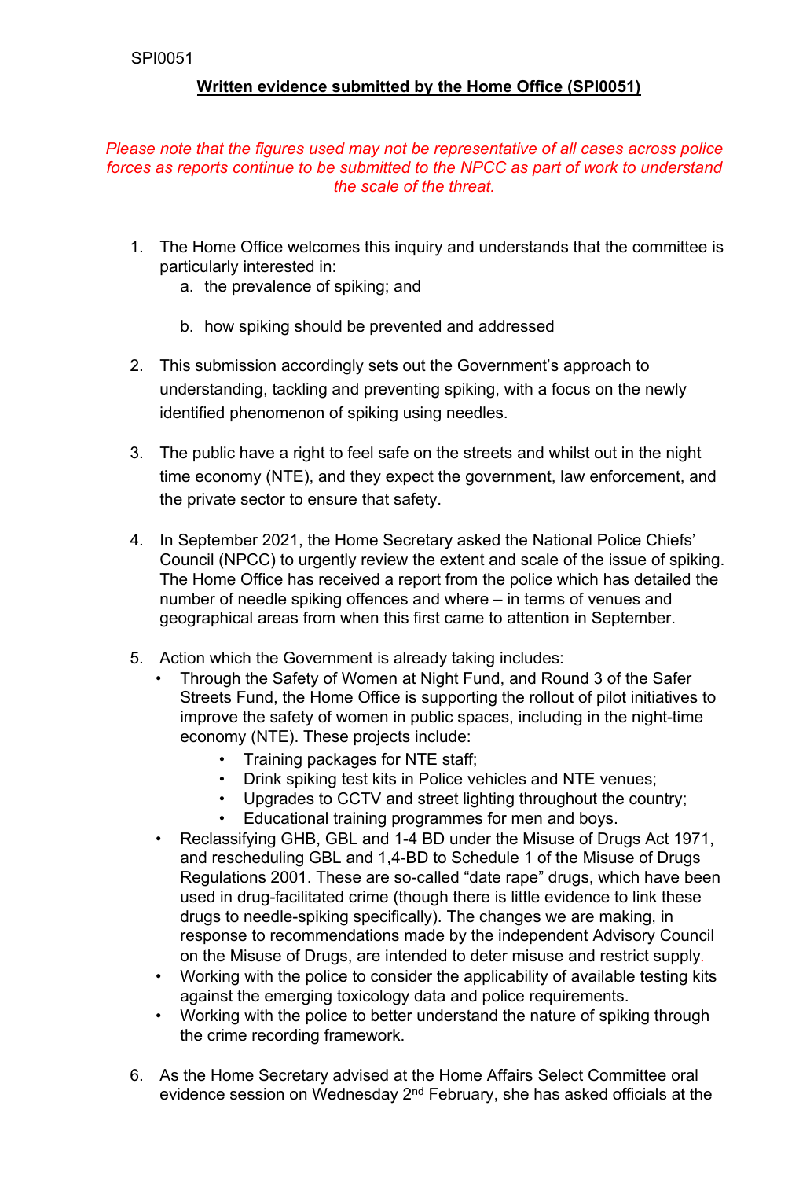SPI0051

**Written evidence submitted by the Home Office (SPI0051)**

*Please note that the figures used may not be representative of all cases across police forces as reports continue to be submitted to the NPCC as part of work to understand the scale of the threat.*

1. The Home Office welcomes this inquiry and understands that the committee is particularly interested in:
   a. the prevalence of spiking; and

   b. how spiking should be prevented and addressed

2. This submission accordingly sets out the Government's approach to understanding, tackling and preventing spiking, with a focus on the newly identified phenomenon of spiking using needles.

3. The public have a right to feel safe on the streets and whilst out in the night time economy (NTE), and they expect the government, law enforcement, and the private sector to ensure that safety.

4. In September 2021, the Home Secretary asked the National Police Chiefs' Council (NPCC) to urgently review the extent and scale of the issue of spiking. The Home Office has received a report from the police which has detailed the number of needle spiking offences and where – in terms of venues and geographical areas from when this first came to attention in September.

5. Action which the Government is already taking includes:
   - Through the Safety of Women at Night Fund, and Round 3 of the Safer Streets Fund, the Home Office is supporting the rollout of pilot initiatives to improve the safety of women in public spaces, including in the night-time economy (NTE). These projects include:
     - Training packages for NTE staff;
     - Drink spiking test kits in Police vehicles and NTE venues;
     - Upgrades to CCTV and street lighting throughout the country;
     - Educational training programmes for men and boys.
   - Reclassifying GHB, GBL and 1-4 BD under the Misuse of Drugs Act 1971, and rescheduling GBL and 1,4-BD to Schedule 1 of the Misuse of Drugs Regulations 2001. These are so-called "date rape" drugs, which have been used in drug-facilitated crime (though there is little evidence to link these drugs to needle-spiking specifically). The changes we are making, in response to recommendations made by the independent Advisory Council on the Misuse of Drugs, are intended to deter misuse and restrict supply.
   - Working with the police to consider the applicability of available testing kits against the emerging toxicology data and police requirements.
   - Working with the police to better understand the nature of spiking through the crime recording framework.

6. As the Home Secretary advised at the Home Affairs Select Committee oral evidence session on Wednesday 2nd February, she has asked officials at the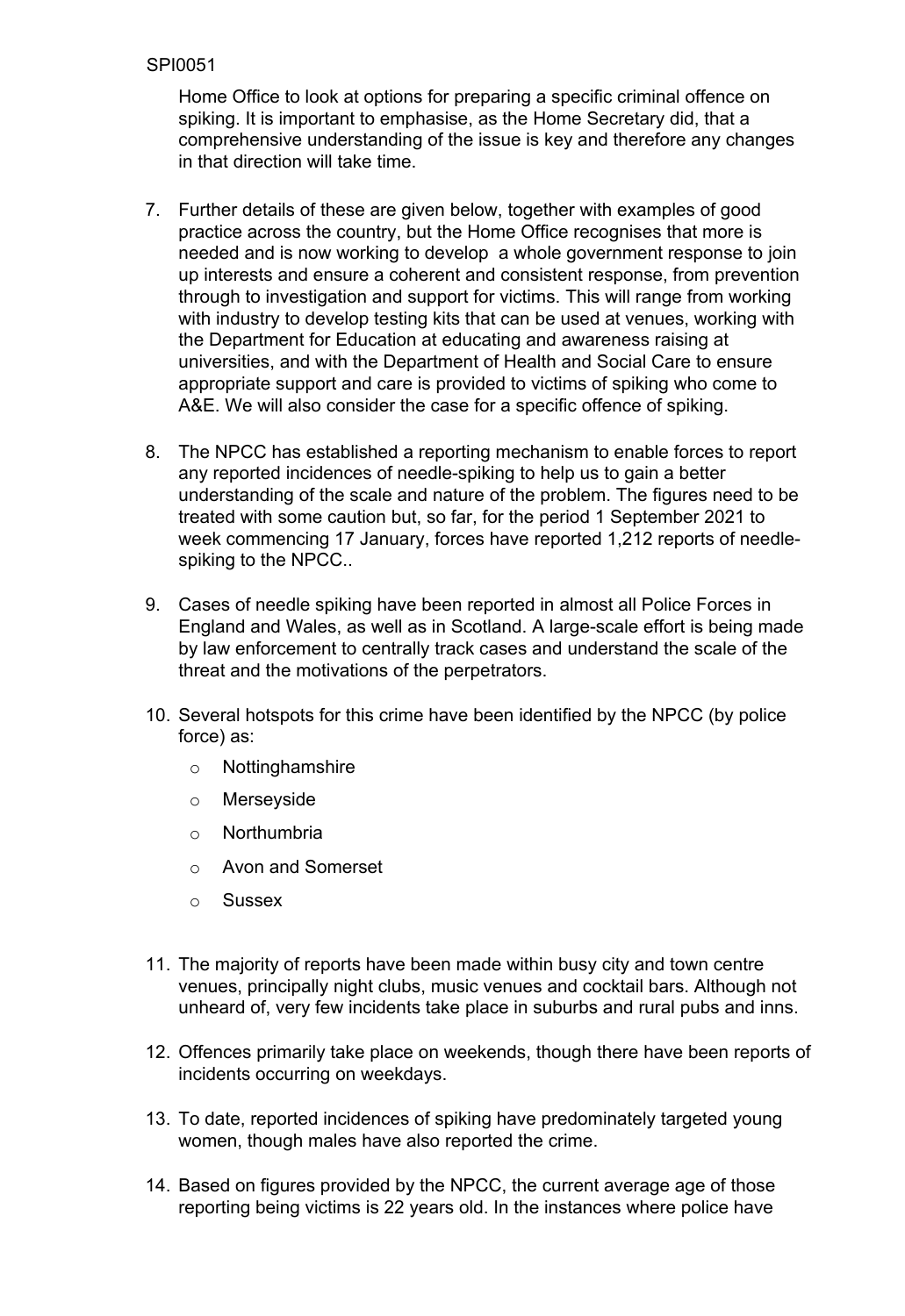Home Office to look at options for preparing a specific criminal offence on spiking. It is important to emphasise, as the Home Secretary did, that a comprehensive understanding of the issue is key and therefore any changes in that direction will take time.

7. Further details of these are given below, together with examples of good practice across the country, but the Home Office recognises that more is needed and is now working to develop a whole government response to join up interests and ensure a coherent and consistent response, from prevention through to investigation and support for victims. This will range from working with industry to develop testing kits that can be used at venues, working with the Department for Education at educating and awareness raising at universities, and with the Department of Health and Social Care to ensure appropriate support and care is provided to victims of spiking who come to A&E. We will also consider the case for a specific offence of spiking.

8. The NPCC has established a reporting mechanism to enable forces to report any reported incidences of needle-spiking to help us to gain a better understanding of the scale and nature of the problem. The figures need to be treated with some caution but, so far, for the period 1 September 2021 to week commencing 17 January, forces have reported 1,212 reports of needle-spiking to the NPCC..

9. Cases of needle spiking have been reported in almost all Police Forces in England and Wales, as well as in Scotland. A large-scale effort is being made by law enforcement to centrally track cases and understand the scale of the threat and the motivations of the perpetrators.

10. Several hotspots for this crime have been identified by the NPCC (by police force) as:
    - Nottinghamshire
    - Merseyside
    - Northumbria
    - Avon and Somerset
    - Sussex

11. The majority of reports have been made within busy city and town centre venues, principally night clubs, music venues and cocktail bars. Although not unheard of, very few incidents take place in suburbs and rural pubs and inns.

12. Offences primarily take place on weekends, though there have been reports of incidents occurring on weekdays.

13. To date, reported incidences of spiking have predominately targeted young women, though males have also reported the crime.

14. Based on figures provided by the NPCC, the current average age of those reporting being victims is 22 years old. In the instances where police have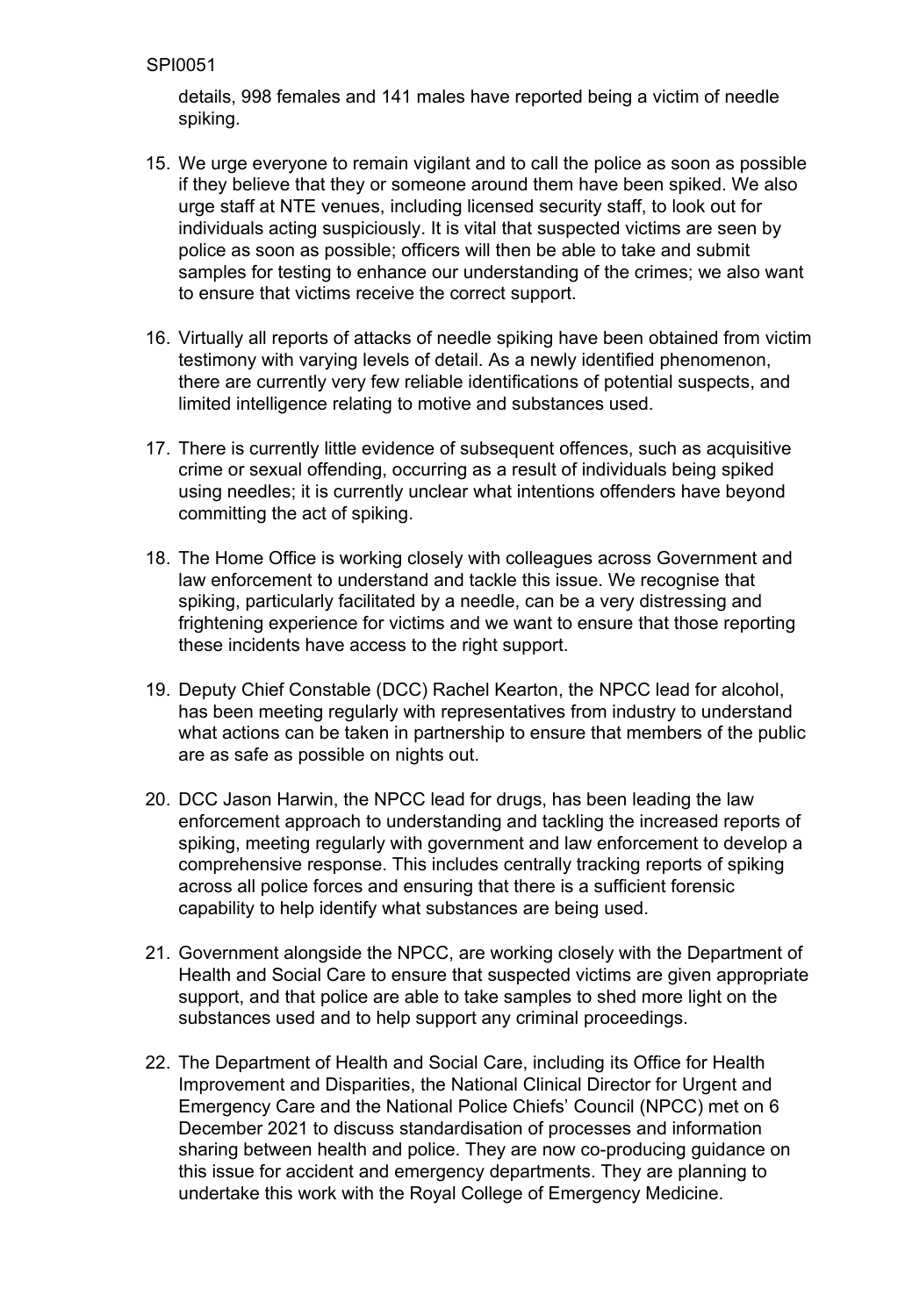details, 998 females and 141 males have reported being a victim of needle spiking.

15. We urge everyone to remain vigilant and to call the police as soon as possible if they believe that they or someone around them have been spiked. We also urge staff at NTE venues, including licensed security staff, to look out for individuals acting suspiciously. It is vital that suspected victims are seen by police as soon as possible; officers will then be able to take and submit samples for testing to enhance our understanding of the crimes; we also want to ensure that victims receive the correct support.

16. Virtually all reports of attacks of needle spiking have been obtained from victim testimony with varying levels of detail. As a newly identified phenomenon, there are currently very few reliable identifications of potential suspects, and limited intelligence relating to motive and substances used.

17. There is currently little evidence of subsequent offences, such as acquisitive crime or sexual offending, occurring as a result of individuals being spiked using needles; it is currently unclear what intentions offenders have beyond committing the act of spiking.

18. The Home Office is working closely with colleagues across Government and law enforcement to understand and tackle this issue. We recognise that spiking, particularly facilitated by a needle, can be a very distressing and frightening experience for victims and we want to ensure that those reporting these incidents have access to the right support.

19. Deputy Chief Constable (DCC) Rachel Kearton, the NPCC lead for alcohol, has been meeting regularly with representatives from industry to understand what actions can be taken in partnership to ensure that members of the public are as safe as possible on nights out.

20. DCC Jason Harwin, the NPCC lead for drugs, has been leading the law enforcement approach to understanding and tackling the increased reports of spiking, meeting regularly with government and law enforcement to develop a comprehensive response. This includes centrally tracking reports of spiking across all police forces and ensuring that there is a sufficient forensic capability to help identify what substances are being used.

21. Government alongside the NPCC, are working closely with the Department of Health and Social Care to ensure that suspected victims are given appropriate support, and that police are able to take samples to shed more light on the substances used and to help support any criminal proceedings.

22. The Department of Health and Social Care, including its Office for Health Improvement and Disparities, the National Clinical Director for Urgent and Emergency Care and the National Police Chiefs' Council (NPCC) met on 6 December 2021 to discuss standardisation of processes and information sharing between health and police. They are now co-producing guidance on this issue for accident and emergency departments. They are planning to undertake this work with the Royal College of Emergency Medicine.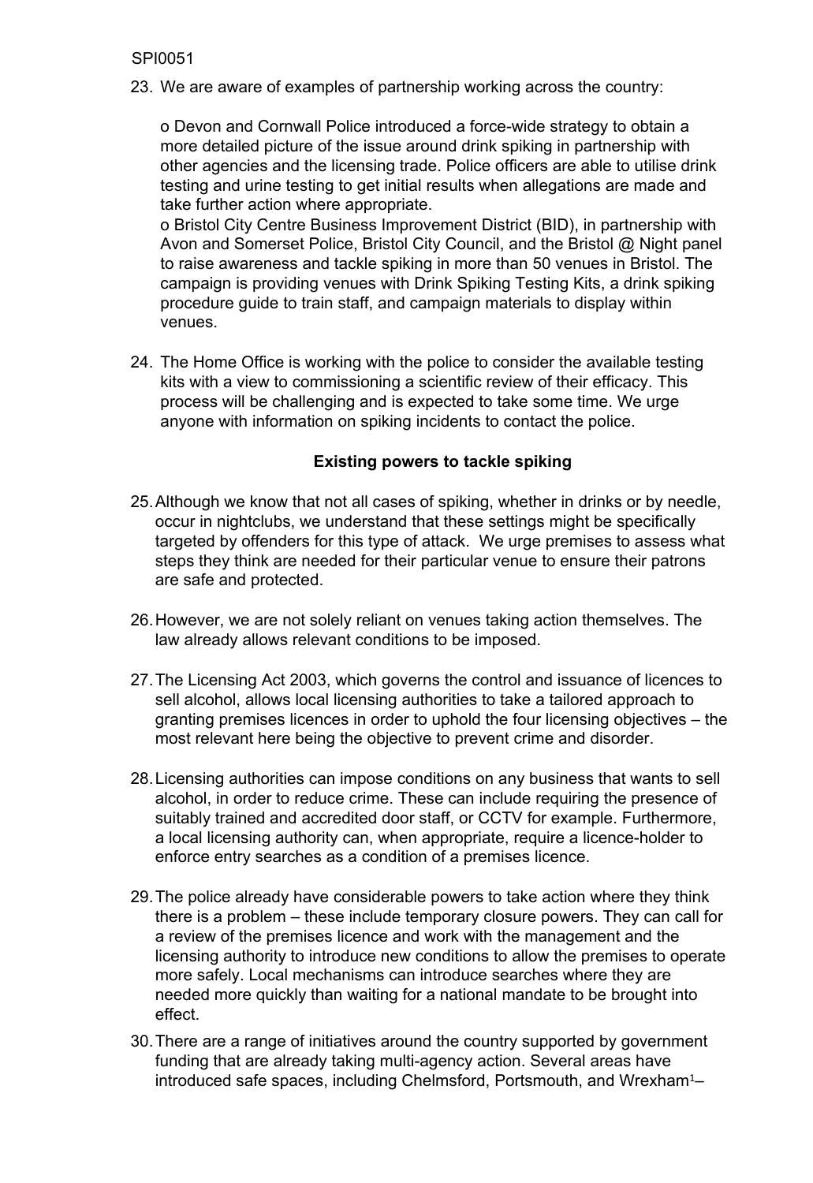23. We are aware of examples of partnership working across the country:

    o Devon and Cornwall Police introduced a force-wide strategy to obtain a more detailed picture of the issue around drink spiking in partnership with other agencies and the licensing trade. Police officers are able to utilise drink testing and urine testing to get initial results when allegations are made and take further action where appropriate.
    o Bristol City Centre Business Improvement District (BID), in partnership with Avon and Somerset Police, Bristol City Council, and the Bristol @ Night panel to raise awareness and tackle spiking in more than 50 venues in Bristol. The campaign is providing venues with Drink Spiking Testing Kits, a drink spiking procedure guide to train staff, and campaign materials to display within venues.

24. The Home Office is working with the police to consider the available testing kits with a view to commissioning a scientific review of their efficacy. This process will be challenging and is expected to take some time. We urge anyone with information on spiking incidents to contact the police.

**Existing powers to tackle spiking**

25. Although we know that not all cases of spiking, whether in drinks or by needle, occur in nightclubs, we understand that these settings might be specifically targeted by offenders for this type of attack. We urge premises to assess what steps they think are needed for their particular venue to ensure their patrons are safe and protected.

26. However, we are not solely reliant on venues taking action themselves. The law already allows relevant conditions to be imposed.

27. The Licensing Act 2003, which governs the control and issuance of licences to sell alcohol, allows local licensing authorities to take a tailored approach to granting premises licences in order to uphold the four licensing objectives – the most relevant here being the objective to prevent crime and disorder.

28. Licensing authorities can impose conditions on any business that wants to sell alcohol, in order to reduce crime. These can include requiring the presence of suitably trained and accredited door staff, or CCTV for example. Furthermore, a local licensing authority can, when appropriate, require a licence-holder to enforce entry searches as a condition of a premises licence.

29. The police already have considerable powers to take action where they think there is a problem – these include temporary closure powers. They can call for a review of the premises licence and work with the management and the licensing authority to introduce new conditions to allow the premises to operate more safely. Local mechanisms can introduce searches where they are needed more quickly than waiting for a national mandate to be brought into effect.

30. There are a range of initiatives around the country supported by government funding that are already taking multi-agency action. Several areas have introduced safe spaces, including Chelmsford, Portsmouth, and Wrexham[1]–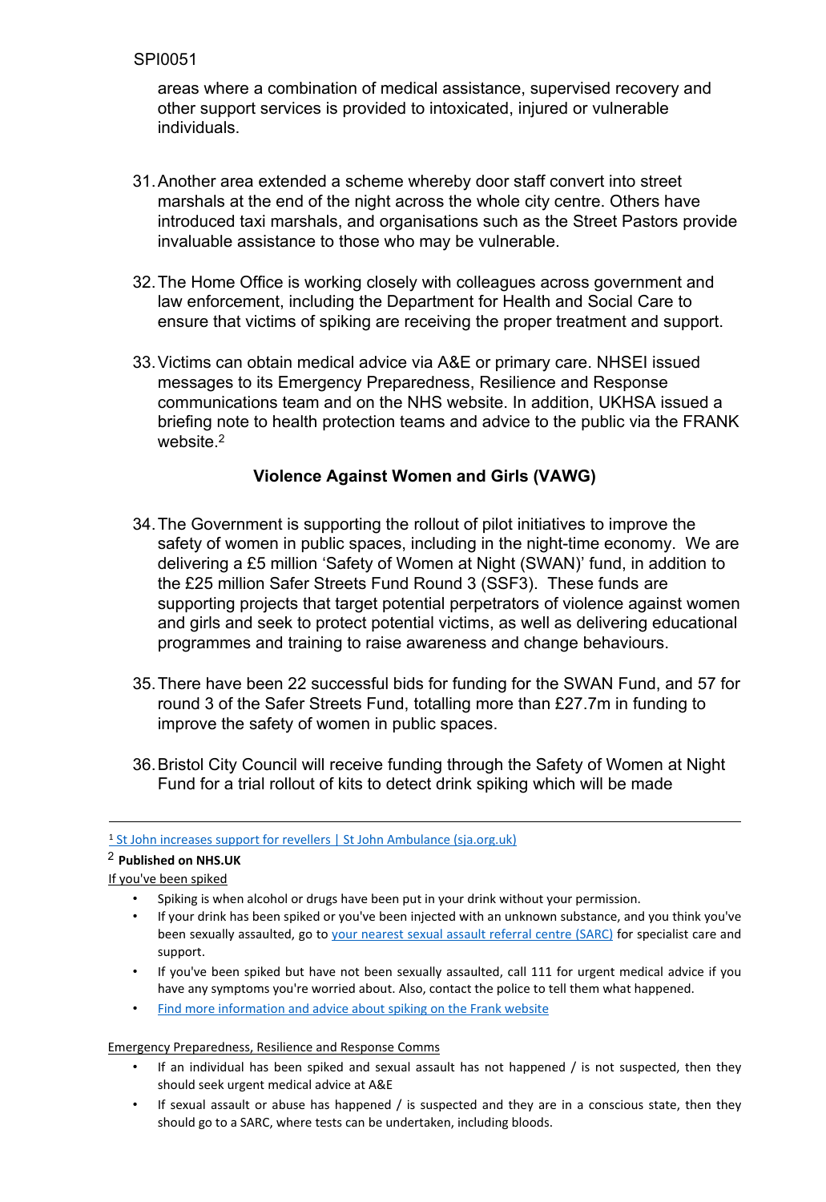areas where a combination of medical assistance, supervised recovery and other support services is provided to intoxicated, injured or vulnerable individuals.

31. Another area extended a scheme whereby door staff convert into street marshals at the end of the night across the whole city centre. Others have introduced taxi marshals, and organisations such as the Street Pastors provide invaluable assistance to those who may be vulnerable.

32. The Home Office is working closely with colleagues across government and law enforcement, including the Department for Health and Social Care to ensure that victims of spiking are receiving the proper treatment and support.

33. Victims can obtain medical advice via A&E or primary care. NHSEI issued messages to its Emergency Preparedness, Resilience and Response communications team and on the NHS website. In addition, UKHSA issued a briefing note to health protection teams and advice to the public via the FRANK website.[2]

### Violence Against Women and Girls (VAWG)

34. The Government is supporting the rollout of pilot initiatives to improve the safety of women in public spaces, including in the night-time economy. We are delivering a £5 million 'Safety of Women at Night (SWAN)' fund, in addition to the £25 million Safer Streets Fund Round 3 (SSF3). These funds are supporting projects that target potential perpetrators of violence against women and girls and seek to protect potential victims, as well as delivering educational programmes and training to raise awareness and change behaviours.

35. There have been 22 successful bids for funding for the SWAN Fund, and 57 for round 3 of the Safer Streets Fund, totalling more than £27.7m in funding to improve the safety of women in public spaces.

36. Bristol City Council will receive funding through the Safety of Women at Night Fund for a trial rollout of kits to detect drink spiking which will be made

---

[1] St John increases support for revellers | St John Ambulance (sja.org.uk)

[2] **Published on NHS.UK**

If you've been spiked

- Spiking is when alcohol or drugs have been put in your drink without your permission.
- If your drink has been spiked or you've been injected with an unknown substance, and you think you've been sexually assaulted, go to your nearest sexual assault referral centre (SARC) for specialist care and support.
- If you've been spiked but have not been sexually assaulted, call 111 for urgent medical advice if you have any symptoms you're worried about. Also, contact the police to tell them what happened.
- Find more information and advice about spiking on the Frank website

Emergency Preparedness, Resilience and Response Comms

- If an individual has been spiked and sexual assault has not happened / is not suspected, then they should seek urgent medical advice at A&E
- If sexual assault or abuse has happened / is suspected and they are in a conscious state, then they should go to a SARC, where tests can be undertaken, including bloods.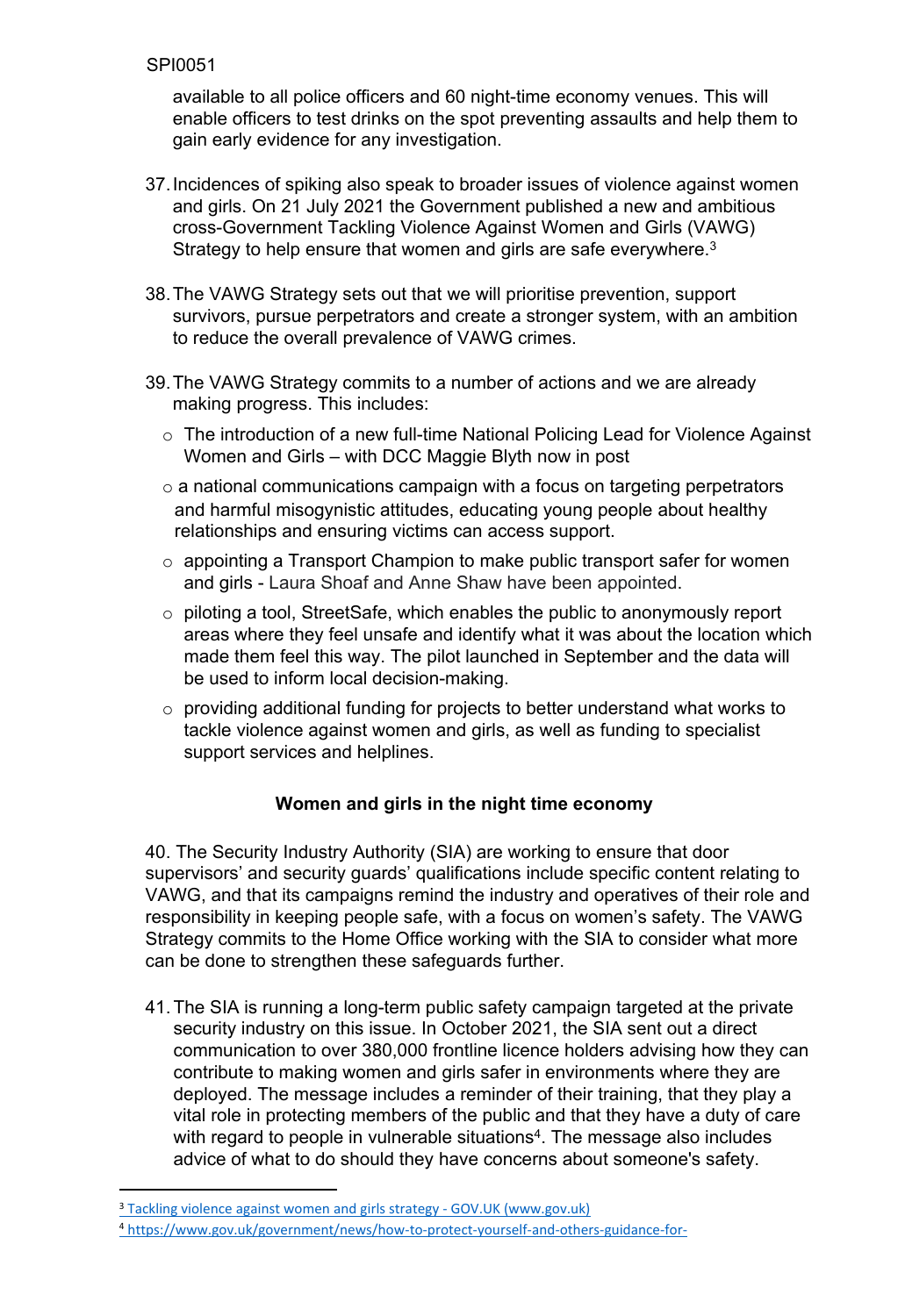available to all police officers and 60 night-time economy venues. This will enable officers to test drinks on the spot preventing assaults and help them to gain early evidence for any investigation.

37. Incidences of spiking also speak to broader issues of violence against women and girls. On 21 July 2021 the Government published a new and ambitious cross-Government Tackling Violence Against Women and Girls (VAWG) Strategy to help ensure that women and girls are safe everywhere.[3]

38. The VAWG Strategy sets out that we will prioritise prevention, support survivors, pursue perpetrators and create a stronger system, with an ambition to reduce the overall prevalence of VAWG crimes.

39. The VAWG Strategy commits to a number of actions and we are already making progress. This includes:

   - The introduction of a new full-time National Policing Lead for Violence Against Women and Girls – with DCC Maggie Blyth now in post
   - a national communications campaign with a focus on targeting perpetrators and harmful misogynistic attitudes, educating young people about healthy relationships and ensuring victims can access support.
   - appointing a Transport Champion to make public transport safer for women and girls - Laura Shoaf and Anne Shaw have been appointed.
   - piloting a tool, StreetSafe, which enables the public to anonymously report areas where they feel unsafe and identify what it was about the location which made them feel this way. The pilot launched in September and the data will be used to inform local decision-making.
   - providing additional funding for projects to better understand what works to tackle violence against women and girls, as well as funding to specialist support services and helplines.

**Women and girls in the night time economy**

40. The Security Industry Authority (SIA) are working to ensure that door supervisors' and security guards' qualifications include specific content relating to VAWG, and that its campaigns remind the industry and operatives of their role and responsibility in keeping people safe, with a focus on women's safety. The VAWG Strategy commits to the Home Office working with the SIA to consider what more can be done to strengthen these safeguards further.

41. The SIA is running a long-term public safety campaign targeted at the private security industry on this issue. In October 2021, the SIA sent out a direct communication to over 380,000 frontline licence holders advising how they can contribute to making women and girls safer in environments where they are deployed. The message includes a reminder of their training, that they play a vital role in protecting members of the public and that they have a duty of care with regard to people in vulnerable situations[4]. The message also includes advice of what to do should they have concerns about someone's safety.

---

[3] Tackling violence against women and girls strategy - GOV.UK (www.gov.uk)

[4] https://www.gov.uk/government/news/how-to-protect-yourself-and-others-guidance-for-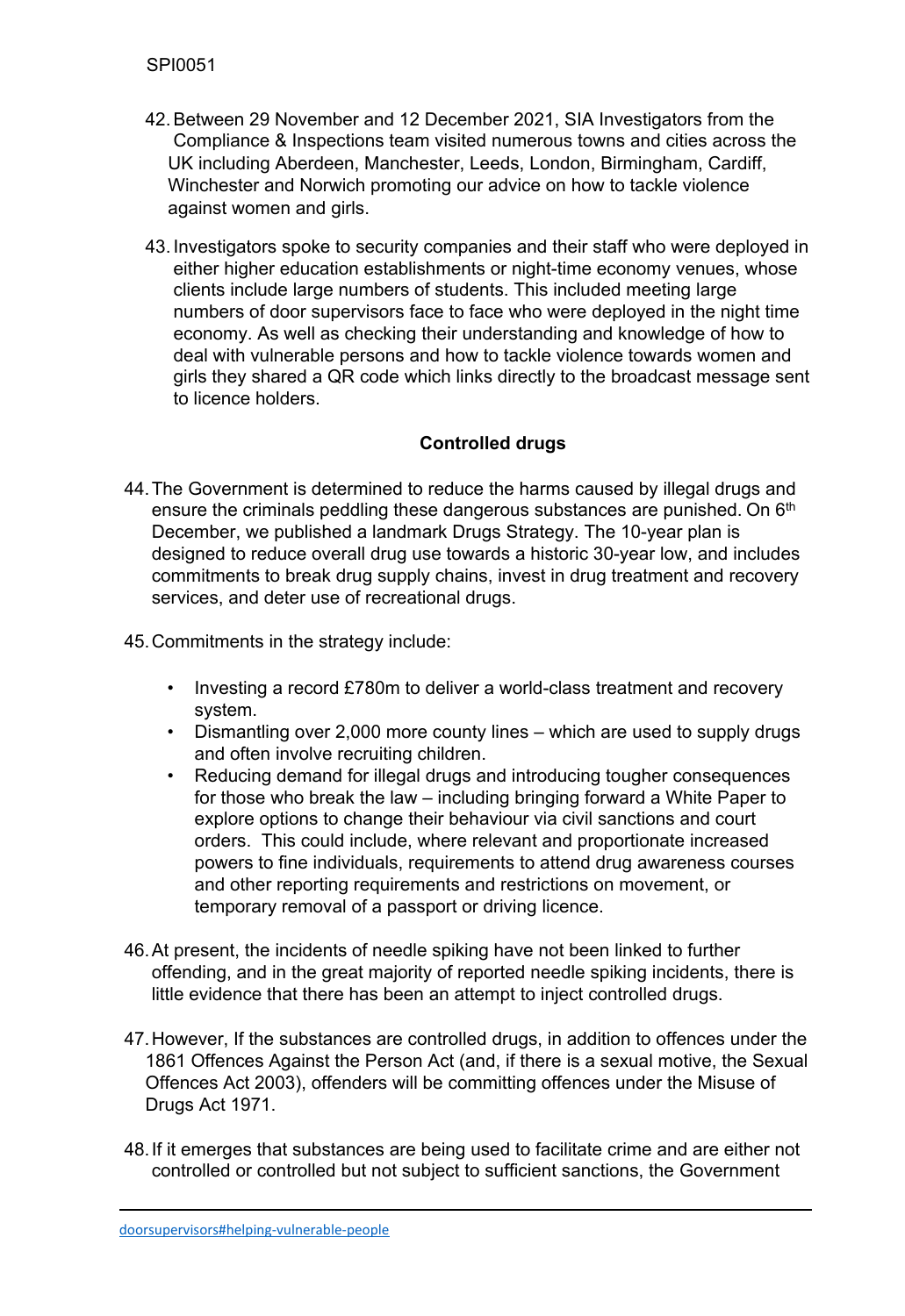42. Between 29 November and 12 December 2021, SIA Investigators from the Compliance & Inspections team visited numerous towns and cities across the UK including Aberdeen, Manchester, Leeds, London, Birmingham, Cardiff, Winchester and Norwich promoting our advice on how to tackle violence against women and girls.

43. Investigators spoke to security companies and their staff who were deployed in either higher education establishments or night-time economy venues, whose clients include large numbers of students. This included meeting large numbers of door supervisors face to face who were deployed in the night time economy. As well as checking their understanding and knowledge of how to deal with vulnerable persons and how to tackle violence towards women and girls they shared a QR code which links directly to the broadcast message sent to licence holders.

**Controlled drugs**

44. The Government is determined to reduce the harms caused by illegal drugs and ensure the criminals peddling these dangerous substances are punished. On 6th December, we published a landmark Drugs Strategy. The 10-year plan is designed to reduce overall drug use towards a historic 30-year low, and includes commitments to break drug supply chains, invest in drug treatment and recovery services, and deter use of recreational drugs.

45. Commitments in the strategy include:

    - Investing a record £780m to deliver a world-class treatment and recovery system.
    - Dismantling over 2,000 more county lines – which are used to supply drugs and often involve recruiting children.
    - Reducing demand for illegal drugs and introducing tougher consequences for those who break the law – including bringing forward a White Paper to explore options to change their behaviour via civil sanctions and court orders. This could include, where relevant and proportionate increased powers to fine individuals, requirements to attend drug awareness courses and other reporting requirements and restrictions on movement, or temporary removal of a passport or driving licence.

46. At present, the incidents of needle spiking have not been linked to further offending, and in the great majority of reported needle spiking incidents, there is little evidence that there has been an attempt to inject controlled drugs.

47. However, If the substances are controlled drugs, in addition to offences under the 1861 Offences Against the Person Act (and, if there is a sexual motive, the Sexual Offences Act 2003), offenders will be committing offences under the Misuse of Drugs Act 1971.

48. If it emerges that substances are being used to facilitate crime and are either not controlled or controlled but not subject to sufficient sanctions, the Government

doorsupervisors#helping-vulnerable-people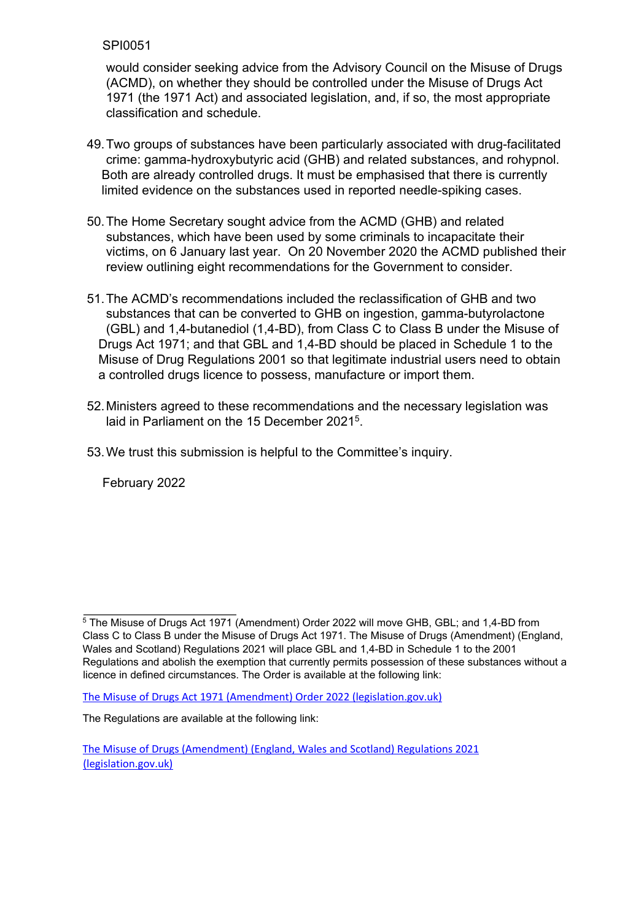would consider seeking advice from the Advisory Council on the Misuse of Drugs (ACMD), on whether they should be controlled under the Misuse of Drugs Act 1971 (the 1971 Act) and associated legislation, and, if so, the most appropriate classification and schedule.

49. Two groups of substances have been particularly associated with drug-facilitated crime: gamma-hydroxybutyric acid (GHB) and related substances, and rohypnol. Both are already controlled drugs. It must be emphasised that there is currently limited evidence on the substances used in reported needle-spiking cases.

50. The Home Secretary sought advice from the ACMD (GHB) and related substances, which have been used by some criminals to incapacitate their victims, on 6 January last year. On 20 November 2020 the ACMD published their review outlining eight recommendations for the Government to consider.

51. The ACMD's recommendations included the reclassification of GHB and two substances that can be converted to GHB on ingestion, gamma-butyrolactone (GBL) and 1,4-butanediol (1,4-BD), from Class C to Class B under the Misuse of Drugs Act 1971; and that GBL and 1,4-BD should be placed in Schedule 1 to the Misuse of Drug Regulations 2001 so that legitimate industrial users need to obtain a controlled drugs licence to possess, manufacture or import them.

52. Ministers agreed to these recommendations and the necessary legislation was laid in Parliament on the 15 December 2021[5].

53. We trust this submission is helpful to the Committee's inquiry.

February 2022

---

[5] The Misuse of Drugs Act 1971 (Amendment) Order 2022 will move GHB, GBL; and 1,4-BD from Class C to Class B under the Misuse of Drugs Act 1971. The Misuse of Drugs (Amendment) (England, Wales and Scotland) Regulations 2021 will place GBL and 1,4-BD in Schedule 1 to the 2001 Regulations and abolish the exemption that currently permits possession of these substances without a licence in defined circumstances. The Order is available at the following link:

The Misuse of Drugs Act 1971 (Amendment) Order 2022 (legislation.gov.uk)

The Regulations are available at the following link:

The Misuse of Drugs (Amendment) (England, Wales and Scotland) Regulations 2021 (legislation.gov.uk)